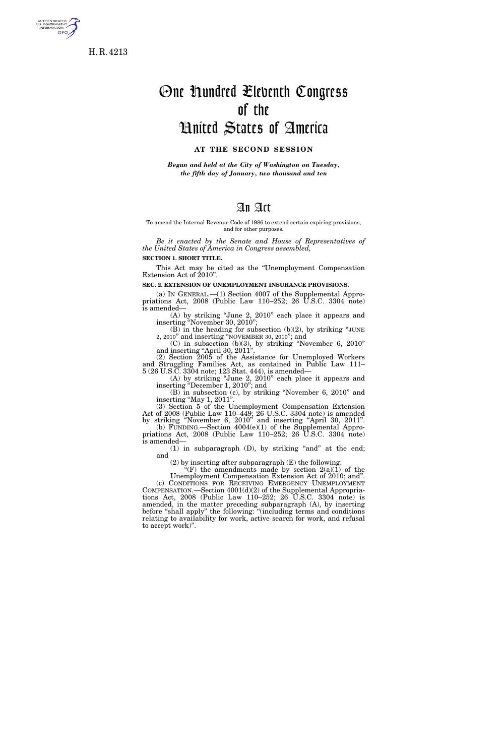H. R. 4213

# One Hundred Eleventh Congress of the United States of America

## AT THE SECOND SESSION

*Begun and held at the City of Washington on Tuesday, the fifth day of January, two thousand and ten*

# An Act

To amend the Internal Revenue Code of 1986 to extend certain expiring provisions, and for other purposes.

*Be it enacted by the Senate and House of Representatives of the United States of America in Congress assembled,*

**SECTION 1. SHORT TITLE.**

This Act may be cited as the "Unemployment Compensation Extension Act of 2010".

**SEC. 2. EXTENSION OF UNEMPLOYMENT INSURANCE PROVISIONS.**

(a) IN GENERAL.—(1) Section 4007 of the Supplemental Appropriations Act, 2008 (Public Law 110–252; 26 U.S.C. 3304 note) is amended—

(A) by striking "June 2, 2010" each place it appears and inserting "November 30, 2010";

(B) in the heading for subsection (b)(2), by striking "JUNE 2, 2010" and inserting "NOVEMBER 30, 2010"; and

(C) in subsection (b)(3), by striking "November 6, 2010" and inserting "April 30, 2011".

(2) Section 2005 of the Assistance for Unemployed Workers and Struggling Families Act, as contained in Public Law 111–5 (26 U.S.C. 3304 note; 123 Stat. 444), is amended—

(A) by striking "June 2, 2010" each place it appears and inserting "December 1, 2010"; and

(B) in subsection (c), by striking "November 6, 2010" and inserting "May 1, 2011".

(3) Section 5 of the Unemployment Compensation Extension Act of 2008 (Public Law 110–449; 26 U.S.C. 3304 note) is amended by striking "November 6, 2010" and inserting "April 30, 2011".

(b) FUNDING.—Section 4004(e)(1) of the Supplemental Appropriations Act, 2008 (Public Law 110–252; 26 U.S.C. 3304 note) is amended—

(1) in subparagraph (D), by striking "and" at the end; and

(2) by inserting after subparagraph (E) the following:

"(F) the amendments made by section 2(a)(1) of the Unemployment Compensation Extension Act of 2010; and".

(c) CONDITIONS FOR RECEIVING EMERGENCY UNEMPLOYMENT COMPENSATION.—Section 4001(d)(2) of the Supplemental Appropriations Act, 2008 (Public Law 110–252; 26 U.S.C. 3304 note) is amended, in the matter preceding subparagraph (A), by inserting before "shall apply" the following: "(including terms and conditions relating to availability for work, active search for work, and refusal to accept work)".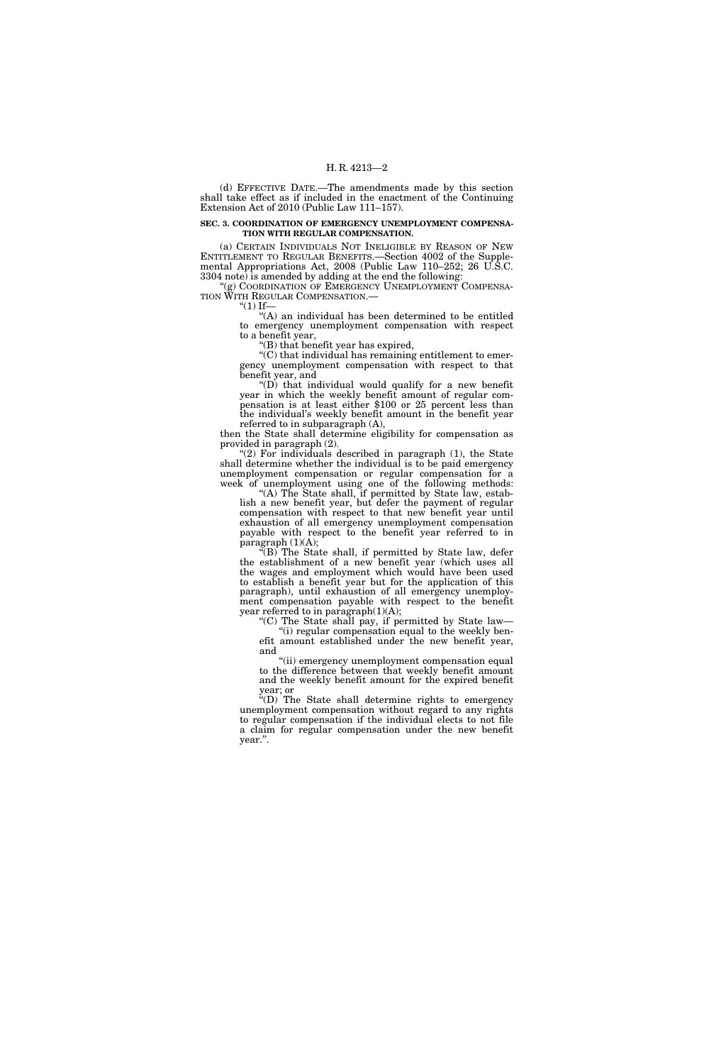(d) EFFECTIVE DATE.—The amendments made by this section shall take effect as if included in the enactment of the Continuing Extension Act of 2010 (Public Law 111–157).

**SEC. 3. COORDINATION OF EMERGENCY UNEMPLOYMENT COMPENSATION WITH REGULAR COMPENSATION.**

(a) CERTAIN INDIVIDUALS NOT INELIGIBLE BY REASON OF NEW ENTITLEMENT TO REGULAR BENEFITS.—Section 4002 of the Supplemental Appropriations Act, 2008 (Public Law 110–252; 26 U.S.C. 3304 note) is amended by adding at the end the following:

"(g) COORDINATION OF EMERGENCY UNEMPLOYMENT COMPENSATION WITH REGULAR COMPENSATION.—

"(1) If—

"(A) an individual has been determined to be entitled to emergency unemployment compensation with respect to a benefit year,

"(B) that benefit year has expired,

"(C) that individual has remaining entitlement to emergency unemployment compensation with respect to that benefit year, and

"(D) that individual would qualify for a new benefit year in which the weekly benefit amount of regular compensation is at least either $100 or 25 percent less than the individual's weekly benefit amount in the benefit year referred to in subparagraph (A),

then the State shall determine eligibility for compensation as provided in paragraph (2).

"(2) For individuals described in paragraph (1), the State shall determine whether the individual is to be paid emergency unemployment compensation or regular compensation for a week of unemployment using one of the following methods:

"(A) The State shall, if permitted by State law, establish a new benefit year, but defer the payment of regular compensation with respect to that new benefit year until exhaustion of all emergency unemployment compensation payable with respect to the benefit year referred to in paragraph (1)(A);

"(B) The State shall, if permitted by State law, defer the establishment of a new benefit year (which uses all the wages and employment which would have been used to establish a benefit year but for the application of this paragraph), until exhaustion of all emergency unemployment compensation payable with respect to the benefit year referred to in paragraph(1)(A);

"(C) The State shall pay, if permitted by State law—

"(i) regular compensation equal to the weekly benefit amount established under the new benefit year, and

"(ii) emergency unemployment compensation equal to the difference between that weekly benefit amount and the weekly benefit amount for the expired benefit year; or

"(D) The State shall determine rights to emergency unemployment compensation without regard to any rights to regular compensation if the individual elects to not file a claim for regular compensation under the new benefit year.".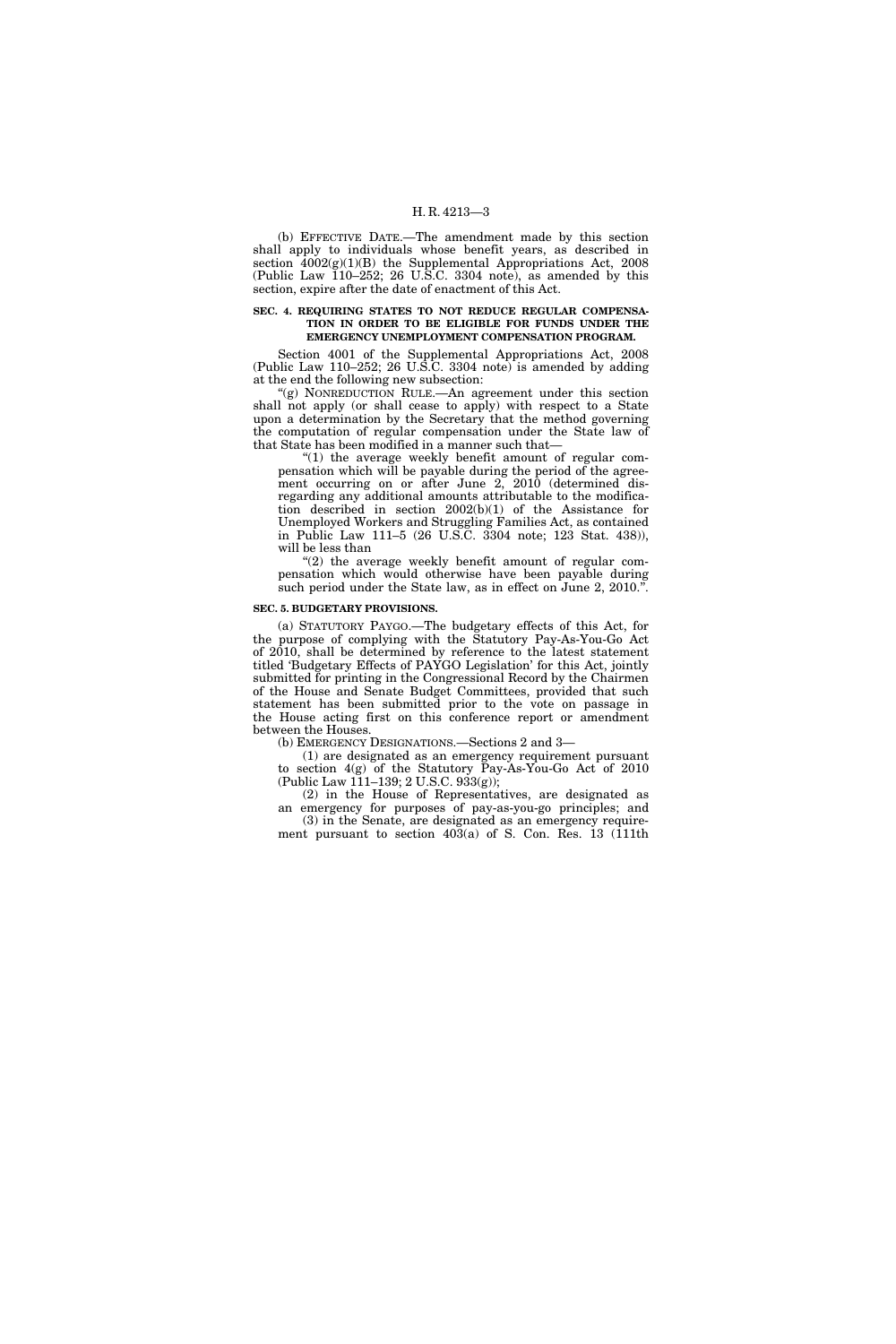(b) EFFECTIVE DATE.—The amendment made by this section shall apply to individuals whose benefit years, as described in section 4002(g)(1)(B) the Supplemental Appropriations Act, 2008 (Public Law 110–252; 26 U.S.C. 3304 note), as amended by this section, expire after the date of enactment of this Act.

**SEC. 4. REQUIRING STATES TO NOT REDUCE REGULAR COMPENSATION IN ORDER TO BE ELIGIBLE FOR FUNDS UNDER THE EMERGENCY UNEMPLOYMENT COMPENSATION PROGRAM.**

Section 4001 of the Supplemental Appropriations Act, 2008 (Public Law 110–252; 26 U.S.C. 3304 note) is amended by adding at the end the following new subsection:

"(g) NONREDUCTION RULE.—An agreement under this section shall not apply (or shall cease to apply) with respect to a State upon a determination by the Secretary that the method governing the computation of regular compensation under the State law of that State has been modified in a manner such that—

"(1) the average weekly benefit amount of regular compensation which will be payable during the period of the agreement occurring on or after June 2, 2010 (determined disregarding any additional amounts attributable to the modification described in section 2002(b)(1) of the Assistance for Unemployed Workers and Struggling Families Act, as contained in Public Law 111–5 (26 U.S.C. 3304 note; 123 Stat. 438)), will be less than

"(2) the average weekly benefit amount of regular compensation which would otherwise have been payable during such period under the State law, as in effect on June 2, 2010.".

**SEC. 5. BUDGETARY PROVISIONS.**

(a) STATUTORY PAYGO.—The budgetary effects of this Act, for the purpose of complying with the Statutory Pay-As-You-Go Act of 2010, shall be determined by reference to the latest statement titled 'Budgetary Effects of PAYGO Legislation' for this Act, jointly submitted for printing in the Congressional Record by the Chairmen of the House and Senate Budget Committees, provided that such statement has been submitted prior to the vote on passage in the House acting first on this conference report or amendment between the Houses.

(b) EMERGENCY DESIGNATIONS.—Sections 2 and 3—

(1) are designated as an emergency requirement pursuant to section 4(g) of the Statutory Pay-As-You-Go Act of 2010 (Public Law 111–139; 2 U.S.C. 933(g));

(2) in the House of Representatives, are designated as an emergency for purposes of pay-as-you-go principles; and

(3) in the Senate, are designated as an emergency requirement pursuant to section 403(a) of S. Con. Res. 13 (111th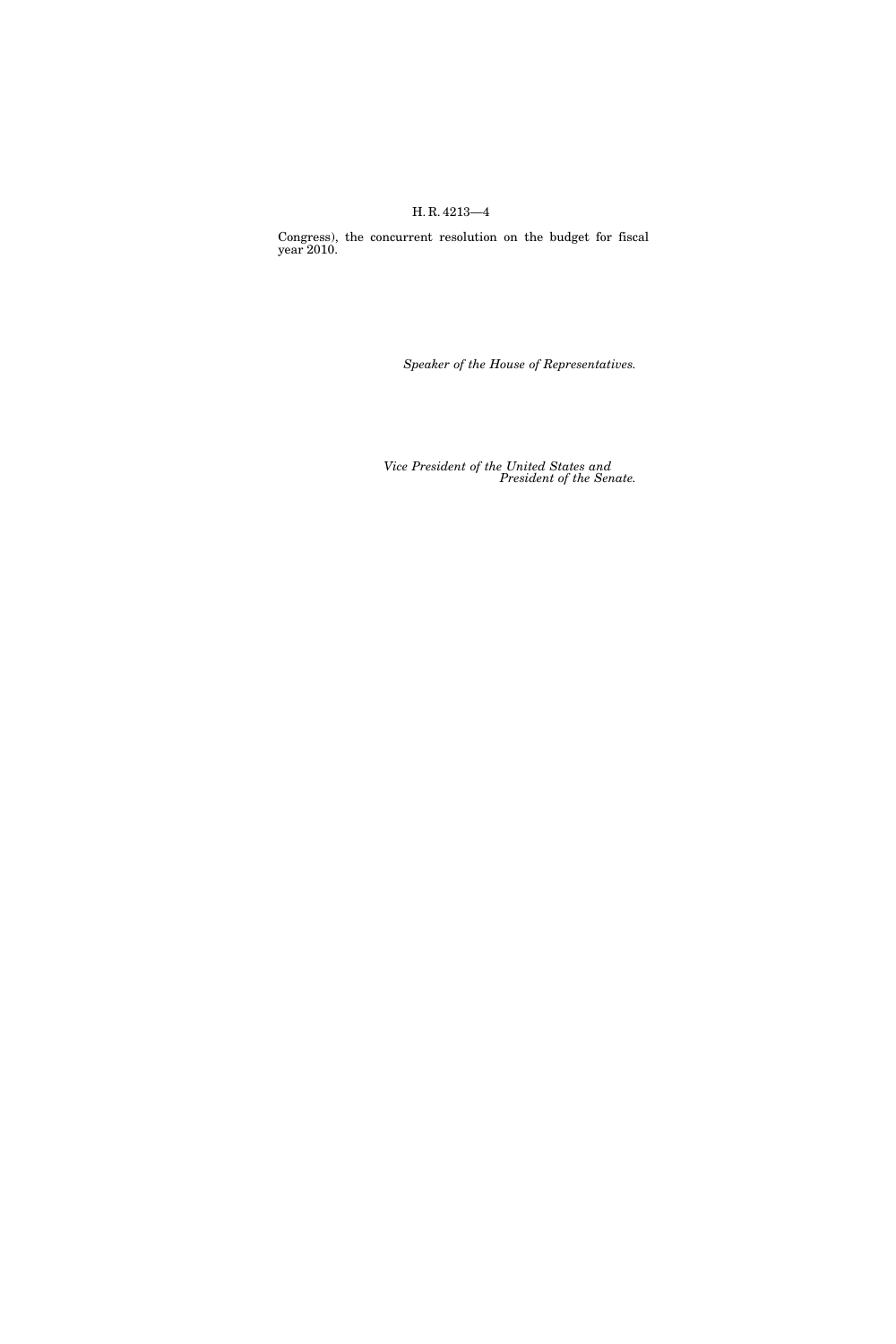Congress), the concurrent resolution on the budget for fiscal year 2010.

*Speaker of the House of Representatives.*

*Vice President of the United States and President of the Senate.*